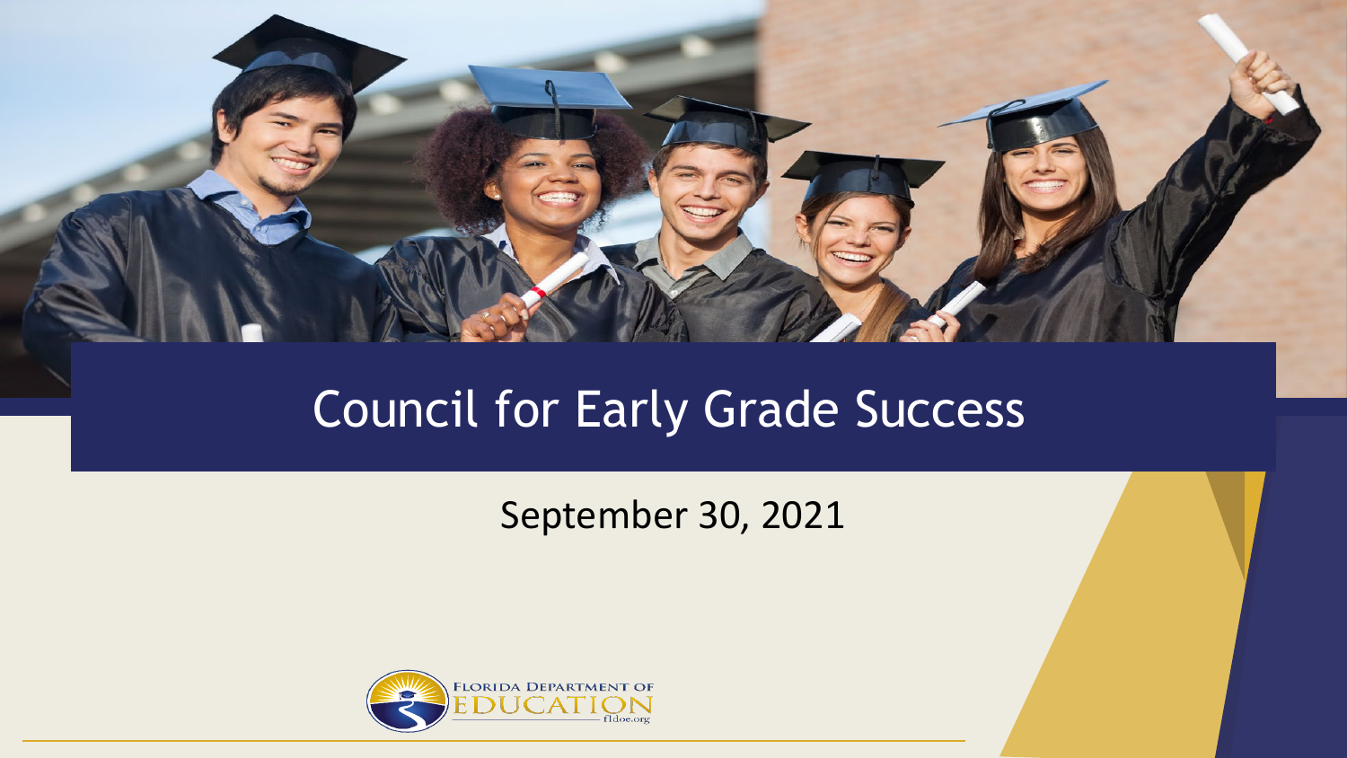# Council for Early Grade Success

September 30, 2021

FLORIDA DEPARTMENT OF EDUCATION
fldoe.org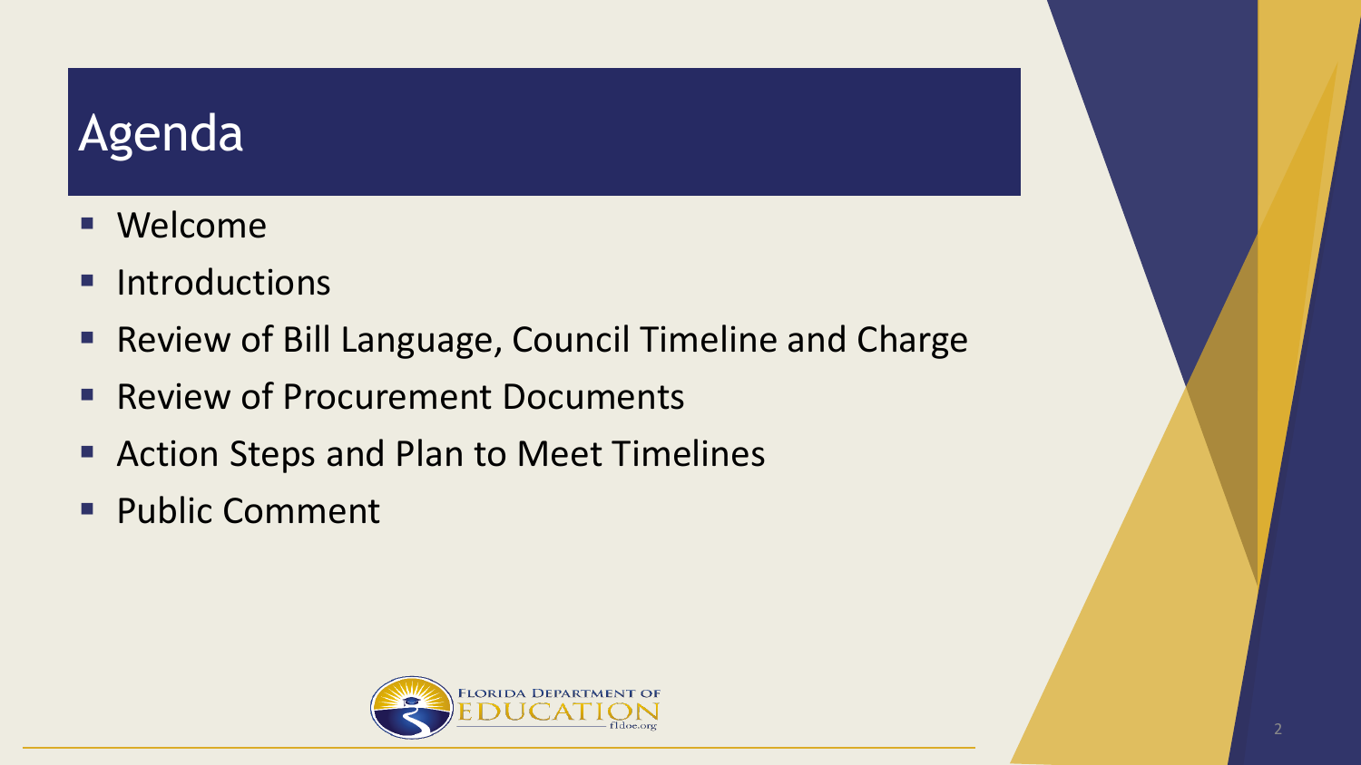# Agenda

- Welcome
- Introductions
- Review of Bill Language, Council Timeline and Charge
- Review of Procurement Documents
- Action Steps and Plan to Meet Timelines
- Public Comment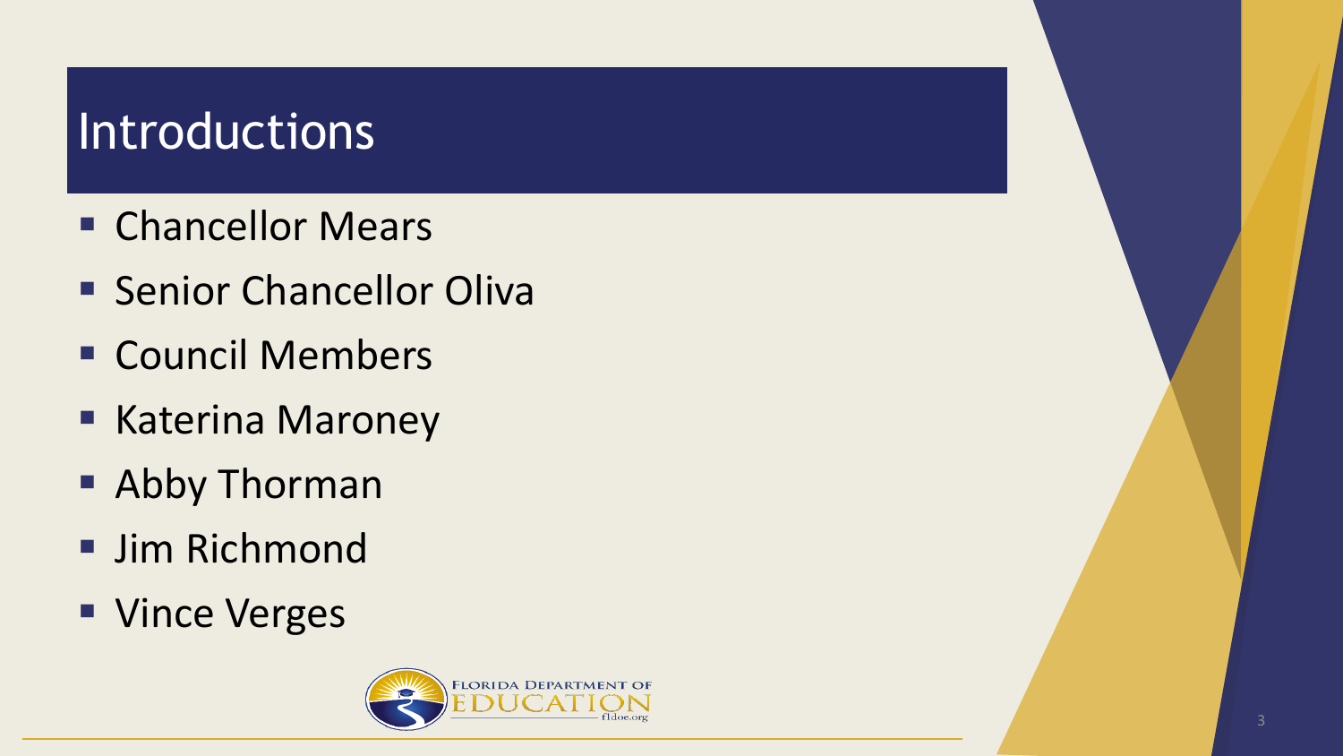# Introductions

- Chancellor Mears
- Senior Chancellor Oliva
- Council Members
- Katerina Maroney
- Abby Thorman
- Jim Richmond
- Vince Verges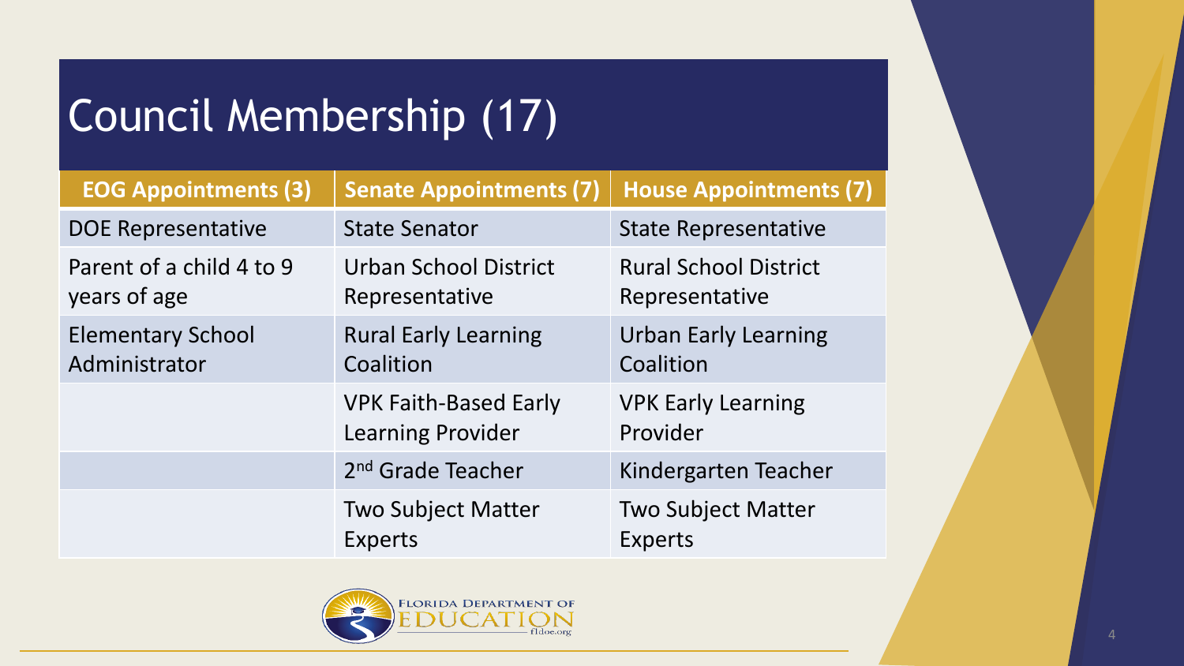# Council Membership (17)

| EOG Appointments (3) | Senate Appointments (7) | House Appointments (7) |
| --- | --- | --- |
| DOE Representative | State Senator | State Representative |
| Parent of a child 4 to 9 years of age | Urban School District Representative | Rural School District Representative |
| Elementary School Administrator | Rural Early Learning Coalition | Urban Early Learning Coalition |
| | VPK Faith-Based Early Learning Provider | VPK Early Learning Provider |
| | 2nd Grade Teacher | Kindergarten Teacher |
| | Two Subject Matter Experts | Two Subject Matter Experts |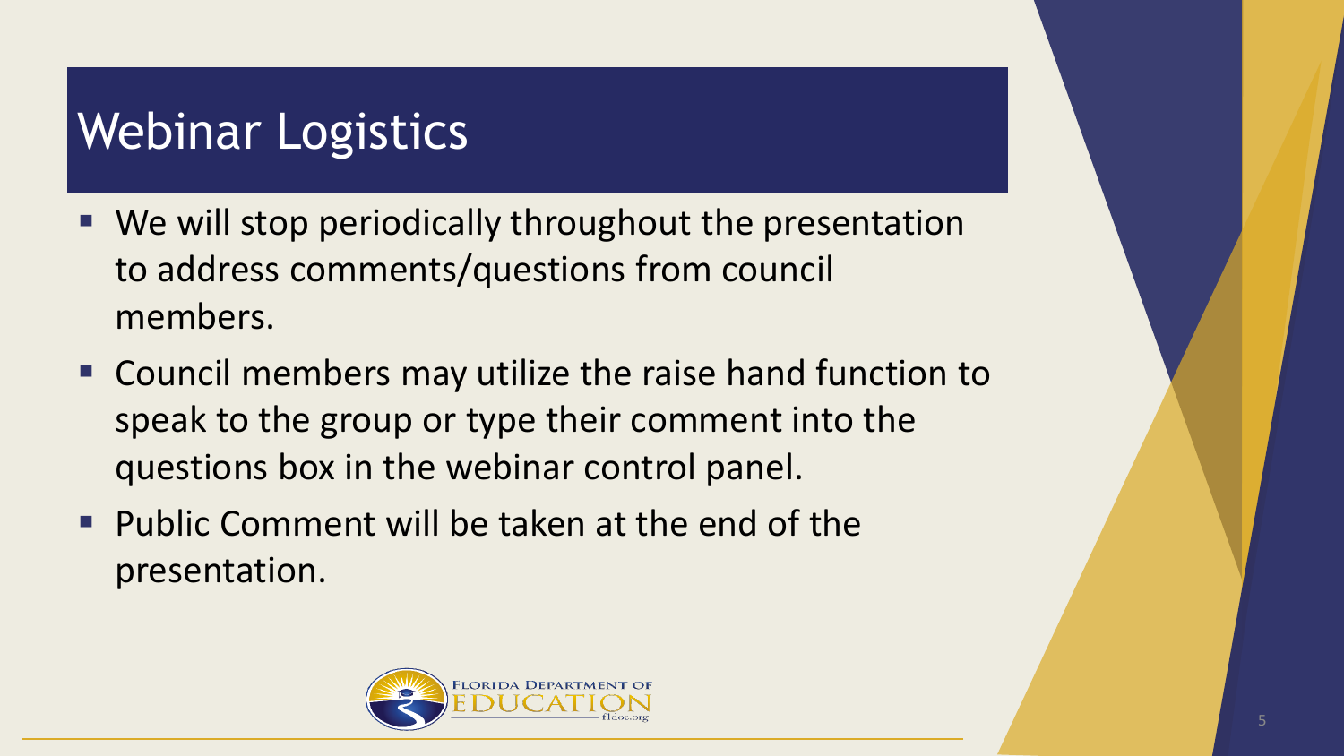# Webinar Logistics

- We will stop periodically throughout the presentation to address comments/questions from council members.
- Council members may utilize the raise hand function to speak to the group or type their comment into the questions box in the webinar control panel.
- Public Comment will be taken at the end of the presentation.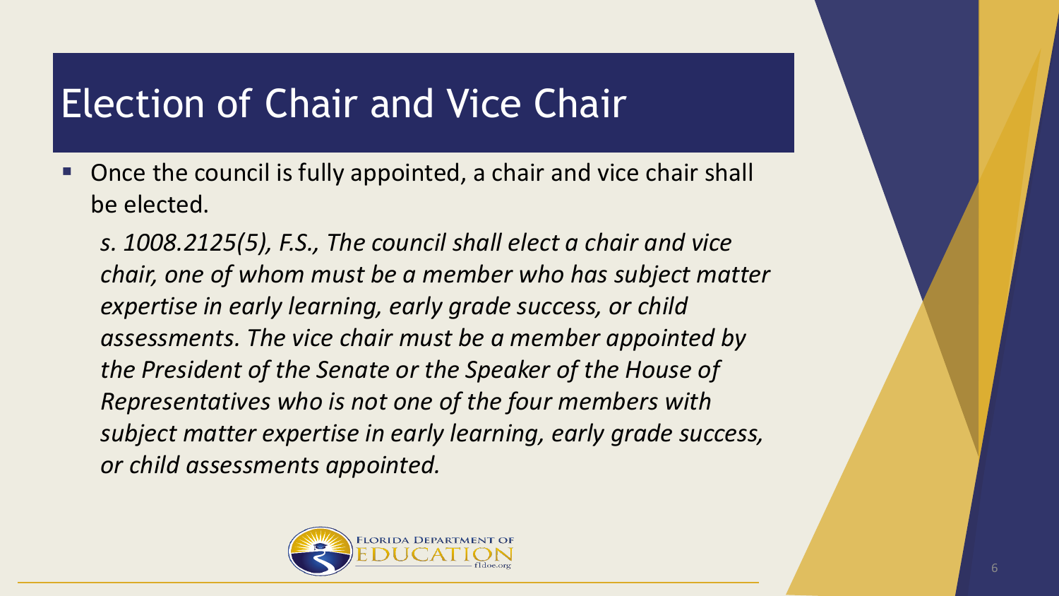# Election of Chair and Vice Chair

- Once the council is fully appointed, a chair and vice chair shall be elected.

  *s. 1008.2125(5), F.S., The council shall elect a chair and vice chair, one of whom must be a member who has subject matter expertise in early learning, early grade success, or child assessments. The vice chair must be a member appointed by the President of the Senate or the Speaker of the House of Representatives who is not one of the four members with subject matter expertise in early learning, early grade success, or child assessments appointed.*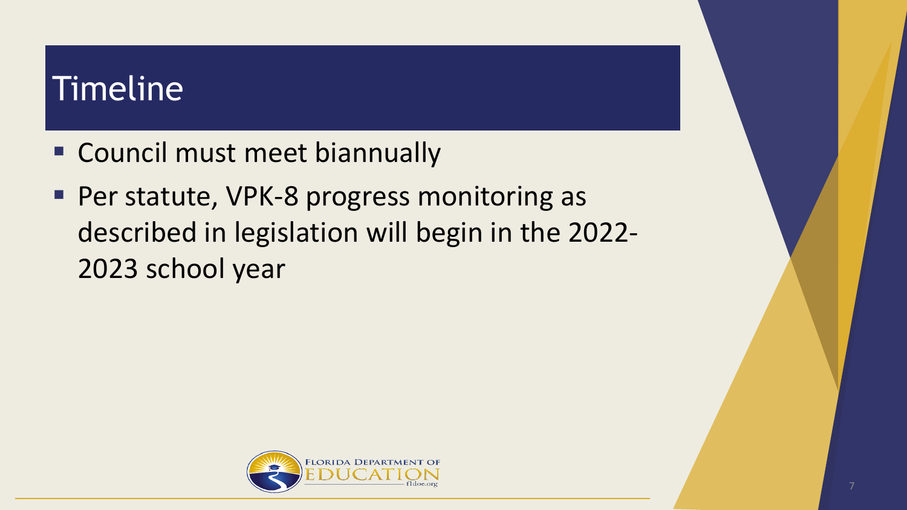# Timeline

- Council must meet biannually
- Per statute, VPK-8 progress monitoring as described in legislation will begin in the 2022-2023 school year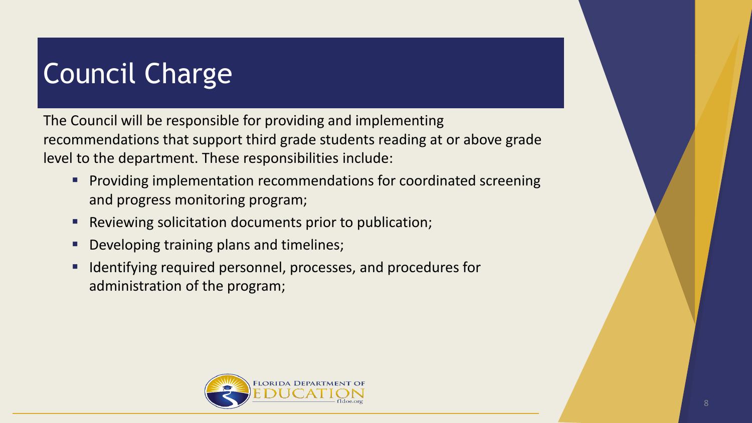# Council Charge

The Council will be responsible for providing and implementing recommendations that support third grade students reading at or above grade level to the department. These responsibilities include:

- Providing implementation recommendations for coordinated screening and progress monitoring program;
- Reviewing solicitation documents prior to publication;
- Developing training plans and timelines;
- Identifying required personnel, processes, and procedures for administration of the program;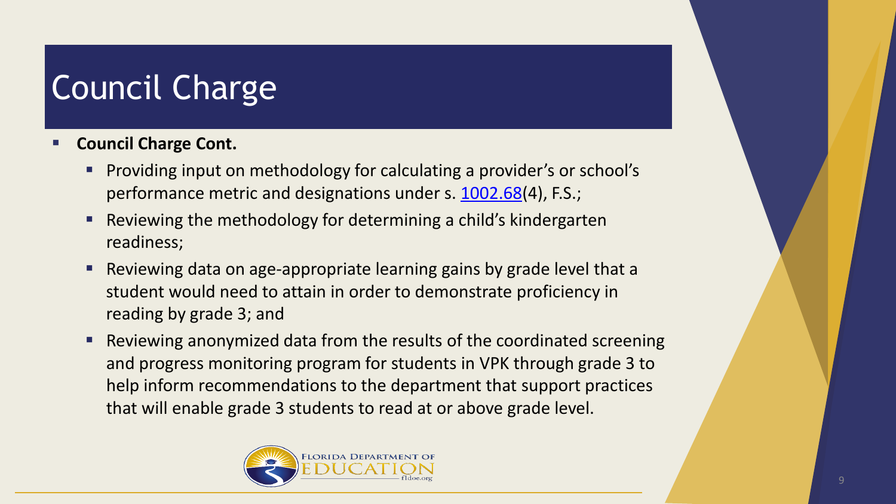# Council Charge

- **Council Charge Cont.**
  - Providing input on methodology for calculating a provider's or school's performance metric and designations under s. [1002.68](4), F.S.;
  - Reviewing the methodology for determining a child's kindergarten readiness;
  - Reviewing data on age-appropriate learning gains by grade level that a student would need to attain in order to demonstrate proficiency in reading by grade 3; and
  - Reviewing anonymized data from the results of the coordinated screening and progress monitoring program for students in VPK through grade 3 to help inform recommendations to the department that support practices that will enable grade 3 students to read at or above grade level.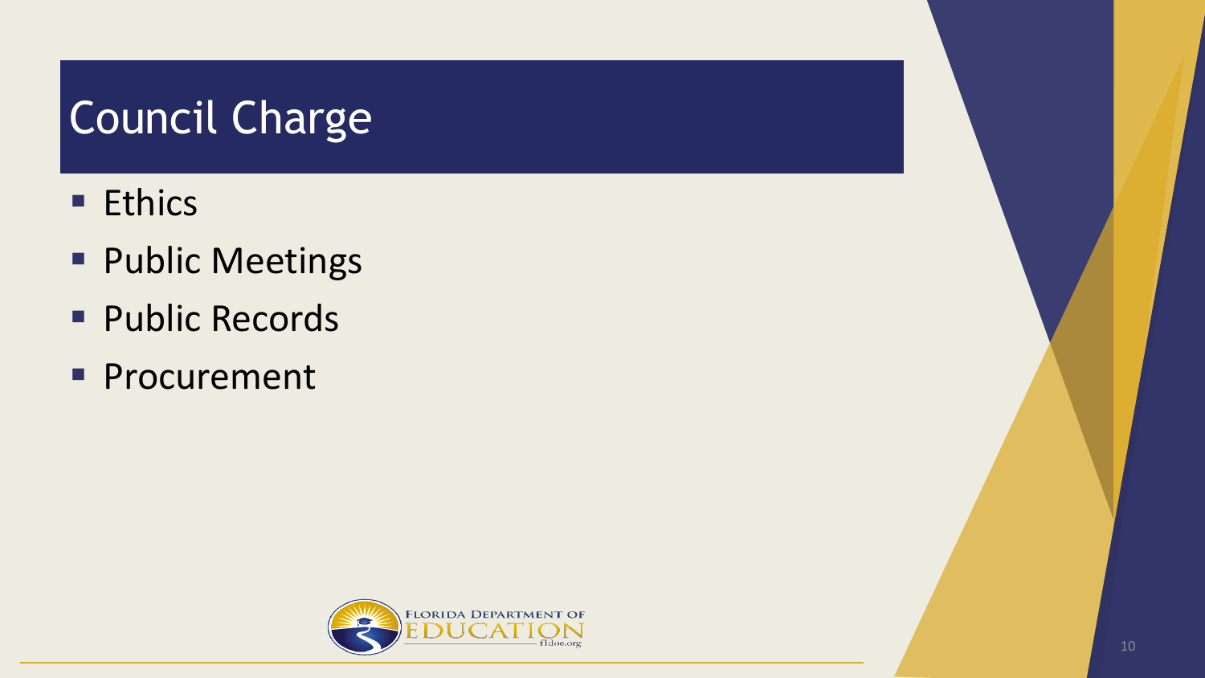# Council Charge

- Ethics
- Public Meetings
- Public Records
- Procurement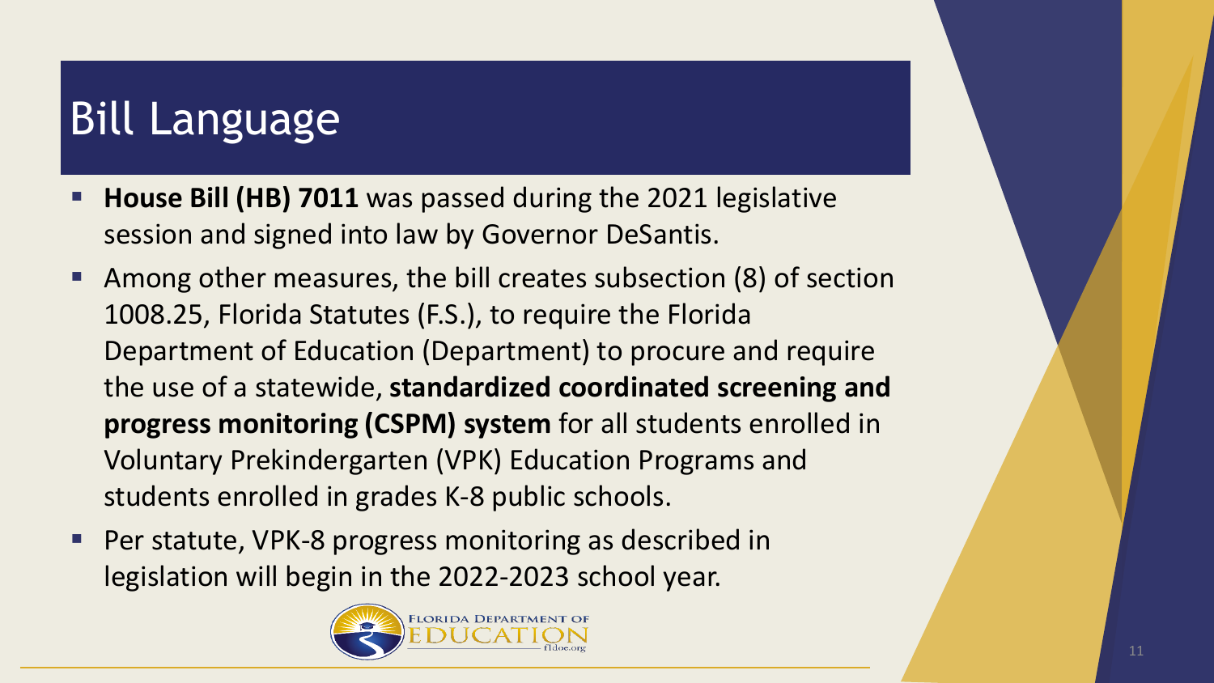# Bill Language

- **House Bill (HB) 7011** was passed during the 2021 legislative session and signed into law by Governor DeSantis.
- Among other measures, the bill creates subsection (8) of section 1008.25, Florida Statutes (F.S.), to require the Florida Department of Education (Department) to procure and require the use of a statewide, **standardized coordinated screening and progress monitoring (CSPM) system** for all students enrolled in Voluntary Prekindergarten (VPK) Education Programs and students enrolled in grades K-8 public schools.
- Per statute, VPK-8 progress monitoring as described in legislation will begin in the 2022-2023 school year.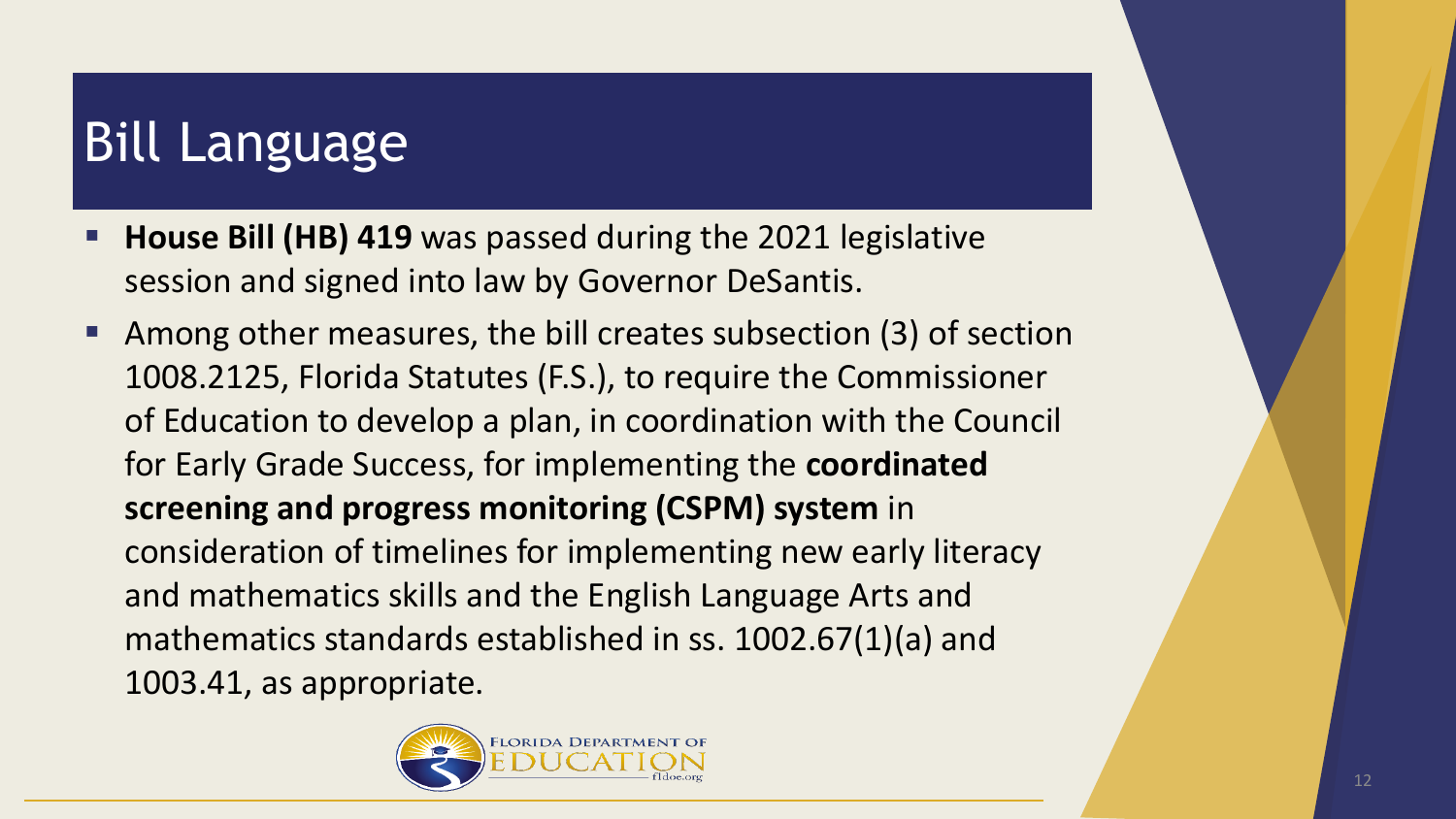# Bill Language

- **House Bill (HB) 419** was passed during the 2021 legislative session and signed into law by Governor DeSantis.
- Among other measures, the bill creates subsection (3) of section 1008.2125, Florida Statutes (F.S.), to require the Commissioner of Education to develop a plan, in coordination with the Council for Early Grade Success, for implementing the **coordinated screening and progress monitoring (CSPM) system** in consideration of timelines for implementing new early literacy and mathematics skills and the English Language Arts and mathematics standards established in ss. 1002.67(1)(a) and 1003.41, as appropriate.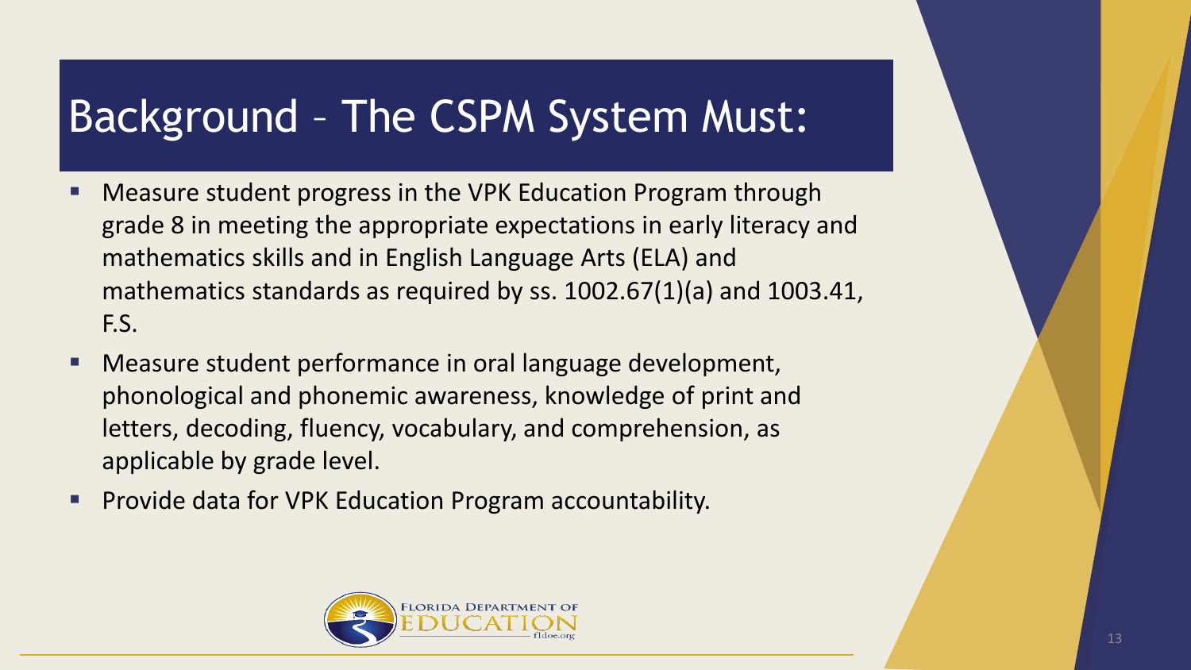# Background – The CSPM System Must:

- Measure student progress in the VPK Education Program through grade 8 in meeting the appropriate expectations in early literacy and mathematics skills and in English Language Arts (ELA) and mathematics standards as required by ss. 1002.67(1)(a) and 1003.41, F.S.
- Measure student performance in oral language development, phonological and phonemic awareness, knowledge of print and letters, decoding, fluency, vocabulary, and comprehension, as applicable by grade level.
- Provide data for VPK Education Program accountability.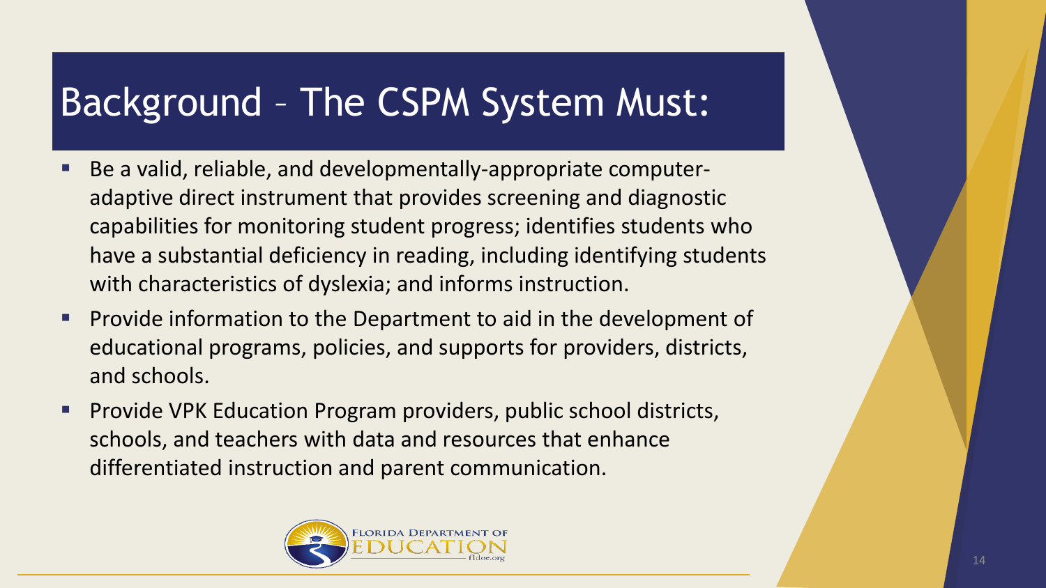# Background – The CSPM System Must:

- Be a valid, reliable, and developmentally-appropriate computer-adaptive direct instrument that provides screening and diagnostic capabilities for monitoring student progress; identifies students who have a substantial deficiency in reading, including identifying students with characteristics of dyslexia; and informs instruction.
- Provide information to the Department to aid in the development of educational programs, policies, and supports for providers, districts, and schools.
- Provide VPK Education Program providers, public school districts, schools, and teachers with data and resources that enhance differentiated instruction and parent communication.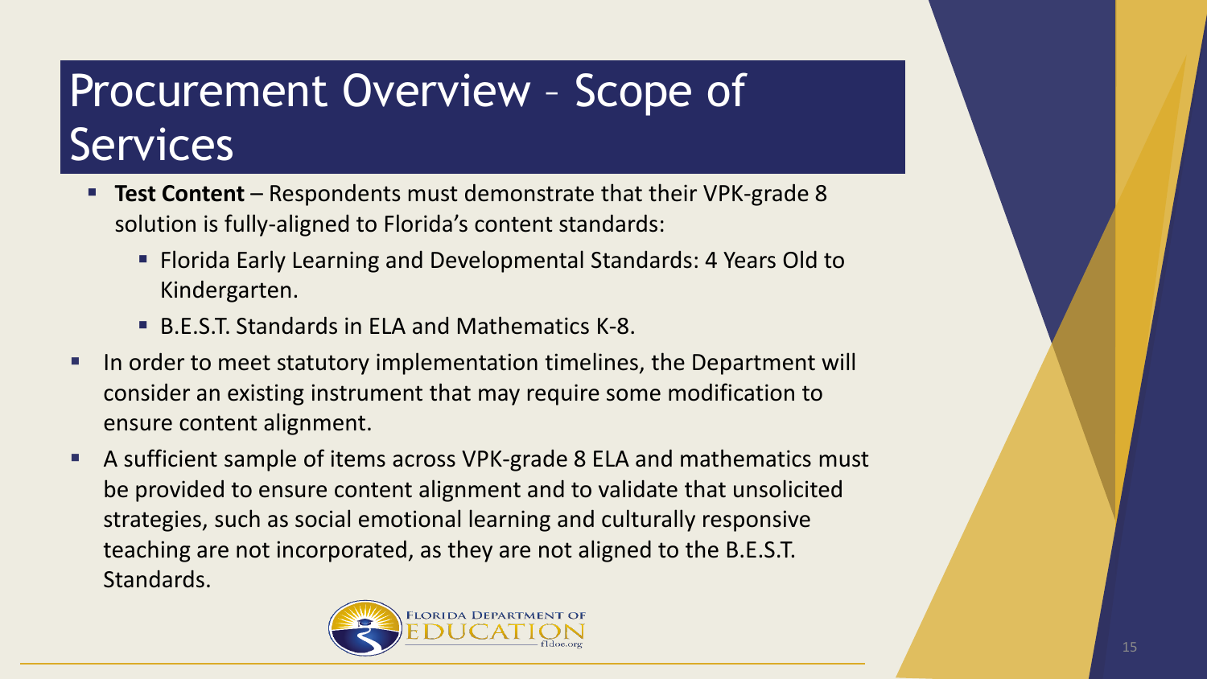# Procurement Overview – Scope of Services

- **Test Content** – Respondents must demonstrate that their VPK-grade 8 solution is fully-aligned to Florida's content standards:
  - Florida Early Learning and Developmental Standards: 4 Years Old to Kindergarten.
  - B.E.S.T. Standards in ELA and Mathematics K-8.
- In order to meet statutory implementation timelines, the Department will consider an existing instrument that may require some modification to ensure content alignment.
- A sufficient sample of items across VPK-grade 8 ELA and mathematics must be provided to ensure content alignment and to validate that unsolicited strategies, such as social emotional learning and culturally responsive teaching are not incorporated, as they are not aligned to the B.E.S.T. Standards.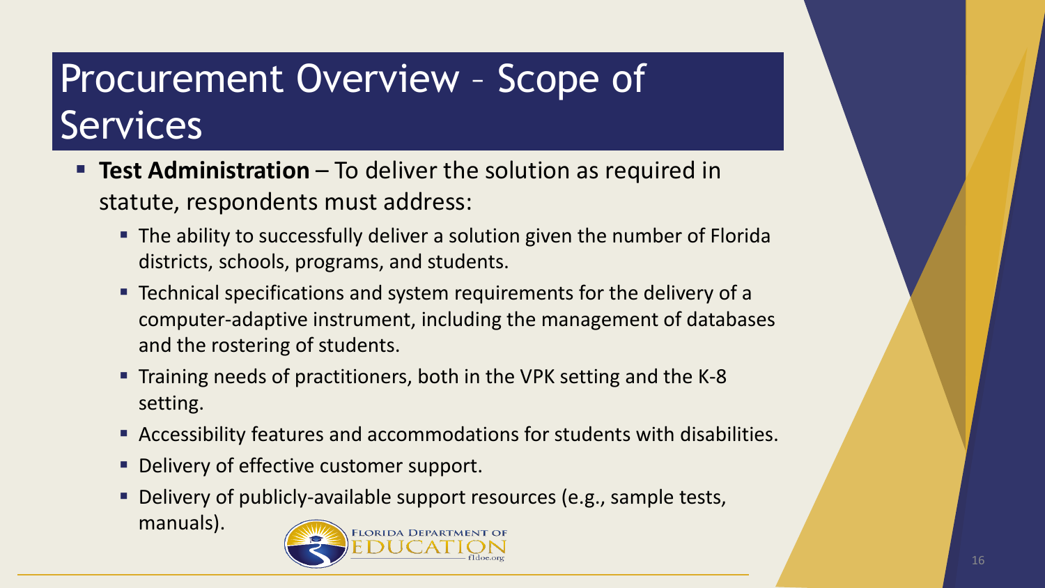# Procurement Overview – Scope of Services

- **Test Administration** – To deliver the solution as required in statute, respondents must address:
  - The ability to successfully deliver a solution given the number of Florida districts, schools, programs, and students.
  - Technical specifications and system requirements for the delivery of a computer-adaptive instrument, including the management of databases and the rostering of students.
  - Training needs of practitioners, both in the VPK setting and the K-8 setting.
  - Accessibility features and accommodations for students with disabilities.
  - Delivery of effective customer support.
  - Delivery of publicly-available support resources (e.g., sample tests, manuals).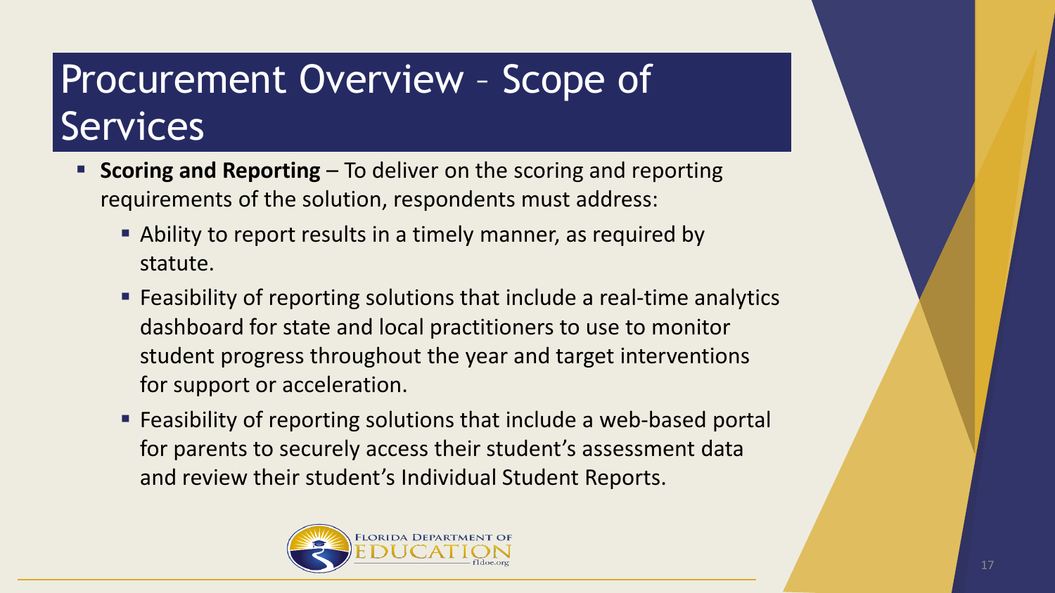# Procurement Overview – Scope of Services

- **Scoring and Reporting** – To deliver on the scoring and reporting requirements of the solution, respondents must address:
  - Ability to report results in a timely manner, as required by statute.
  - Feasibility of reporting solutions that include a real-time analytics dashboard for state and local practitioners to use to monitor student progress throughout the year and target interventions for support or acceleration.
  - Feasibility of reporting solutions that include a web-based portal for parents to securely access their student's assessment data and review their student's Individual Student Reports.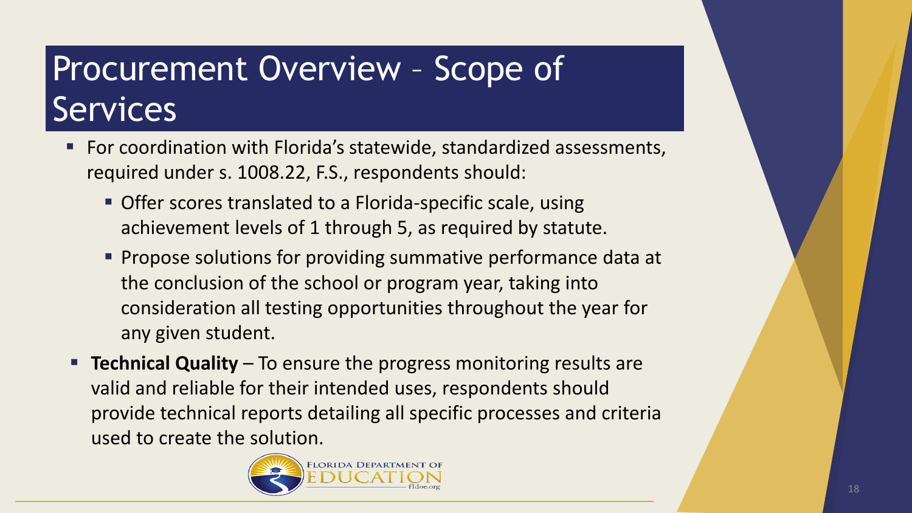# Procurement Overview – Scope of Services

- For coordination with Florida's statewide, standardized assessments, required under s. 1008.22, F.S., respondents should:
  - Offer scores translated to a Florida-specific scale, using achievement levels of 1 through 5, as required by statute.
  - Propose solutions for providing summative performance data at the conclusion of the school or program year, taking into consideration all testing opportunities throughout the year for any given student.
- **Technical Quality** – To ensure the progress monitoring results are valid and reliable for their intended uses, respondents should provide technical reports detailing all specific processes and criteria used to create the solution.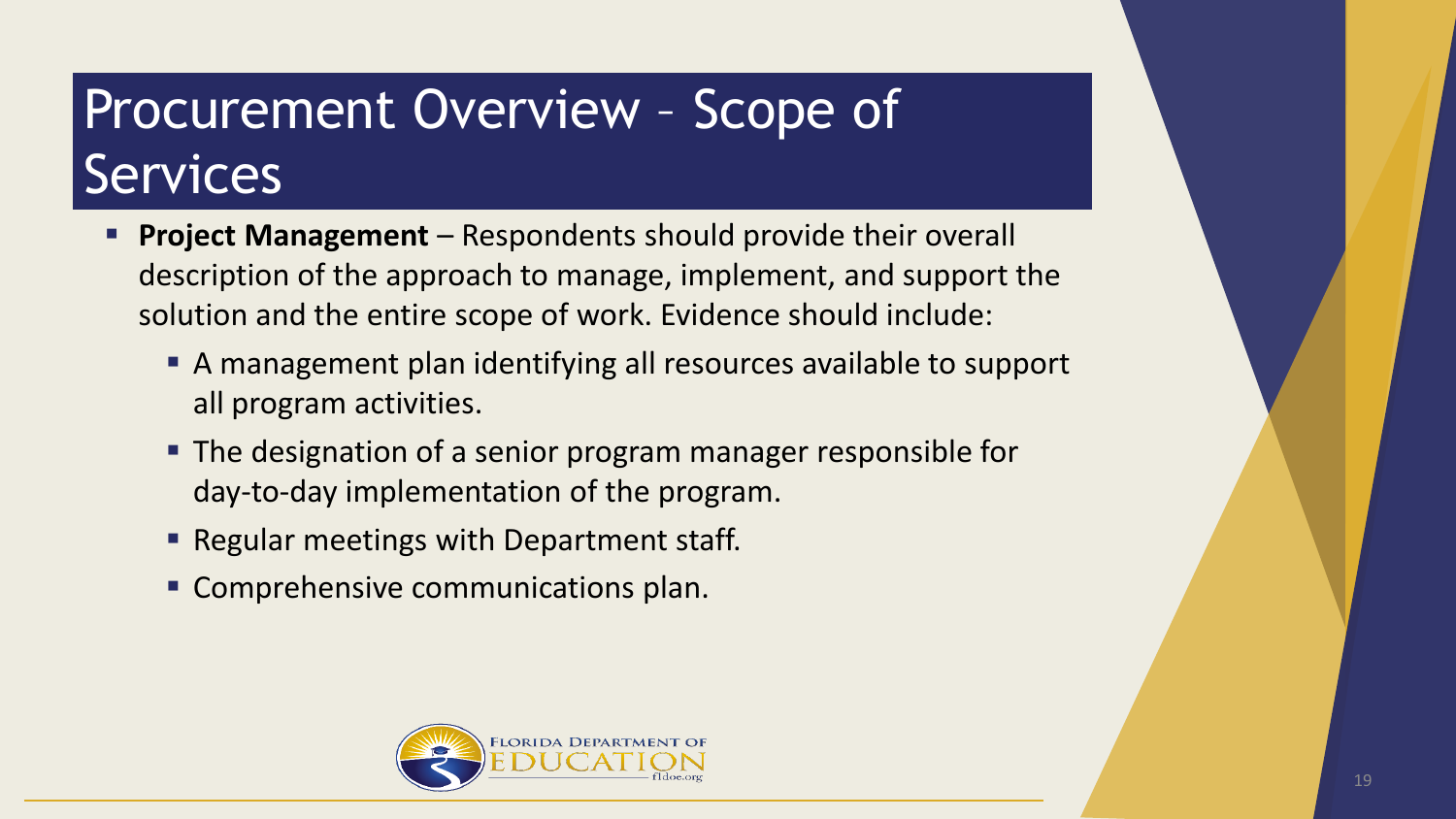# Procurement Overview – Scope of Services

- **Project Management** – Respondents should provide their overall description of the approach to manage, implement, and support the solution and the entire scope of work. Evidence should include:
  - A management plan identifying all resources available to support all program activities.
  - The designation of a senior program manager responsible for day-to-day implementation of the program.
  - Regular meetings with Department staff.
  - Comprehensive communications plan.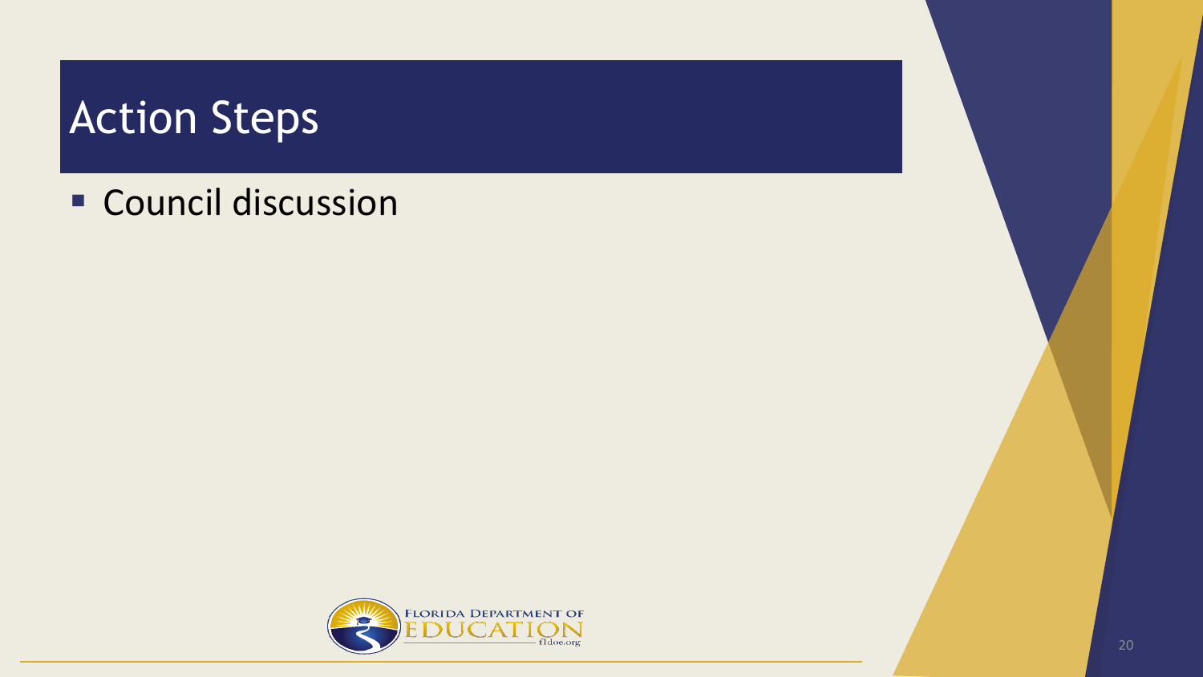# Action Steps

- Council discussion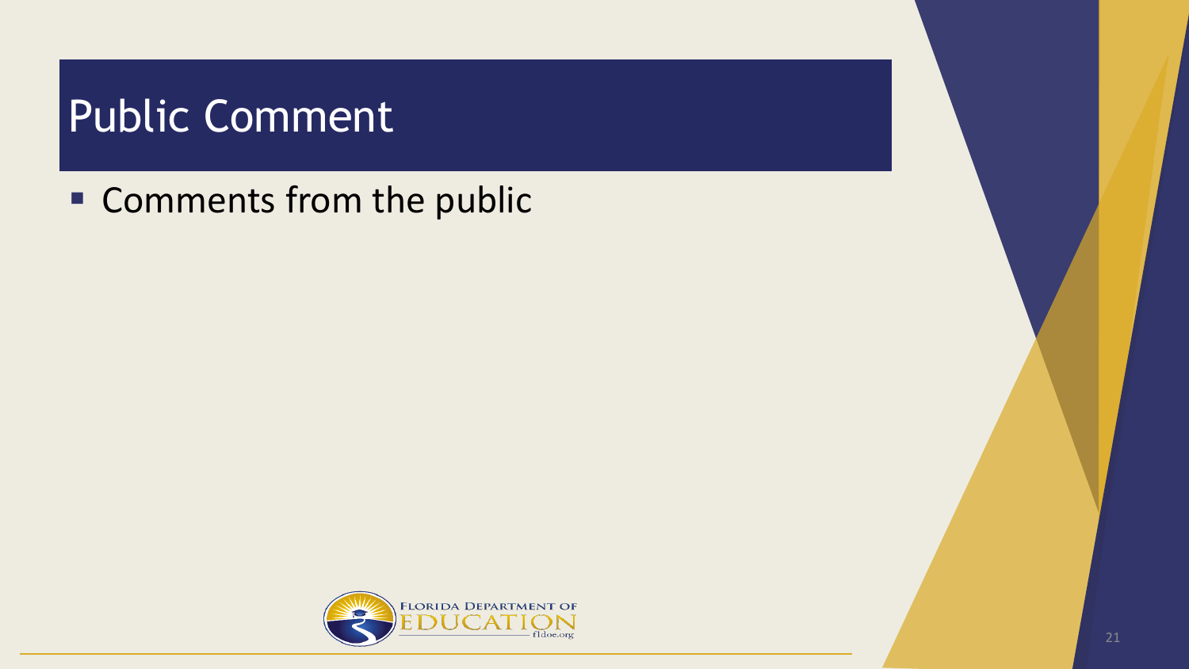# Public Comment

- Comments from the public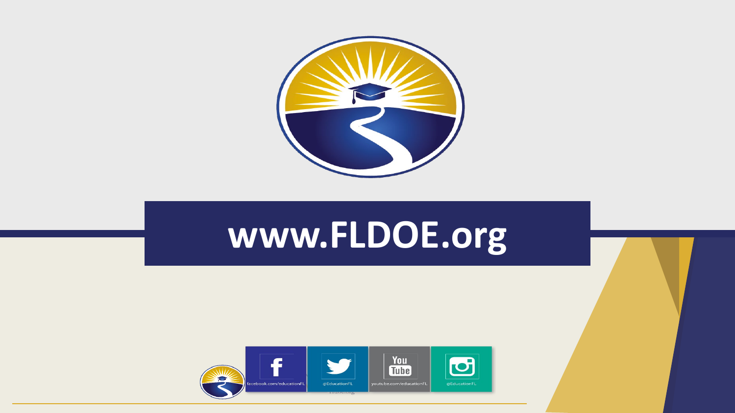# www.FLDOE.org

facebook.com/educationFL

@EducationFL

youtube.com/educationFL

@EducationFL

Fldoe.org